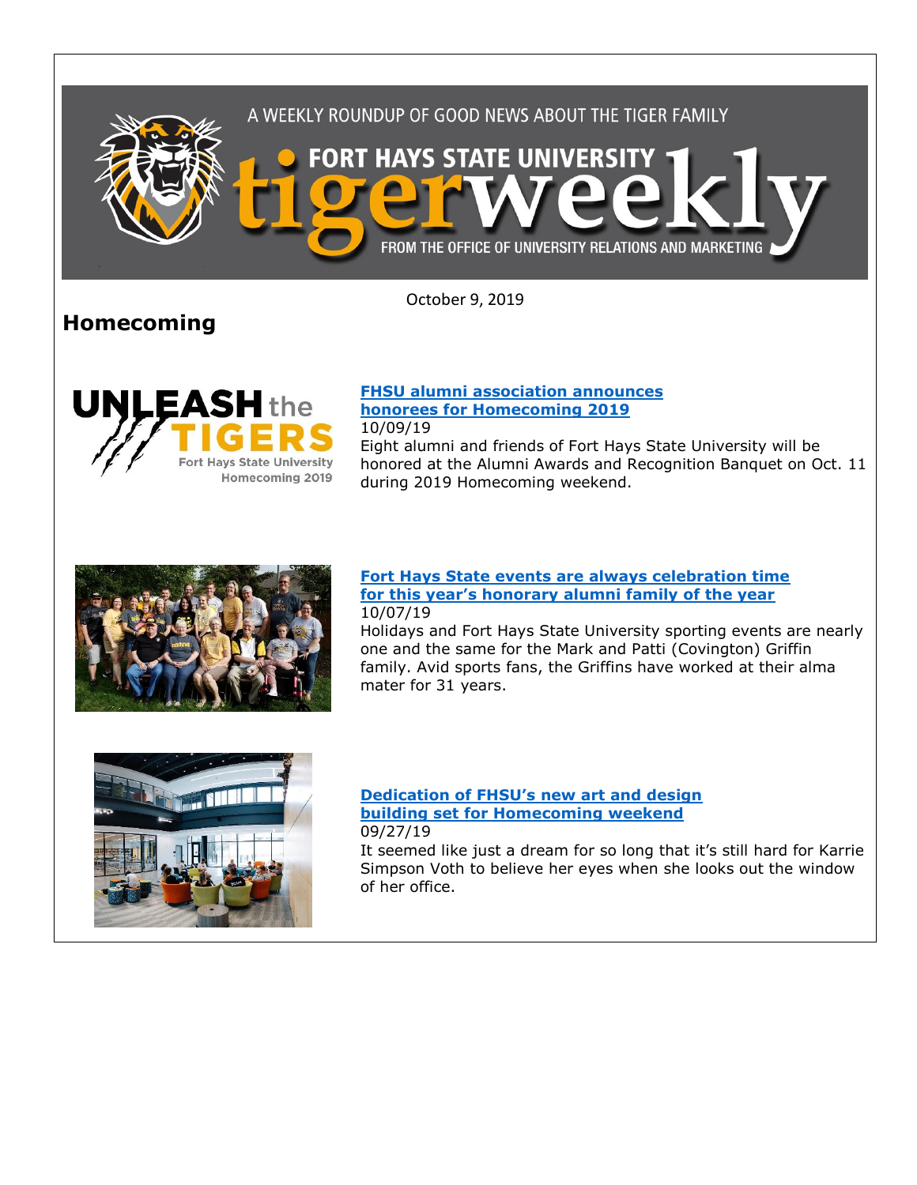A WEEKLY ROUNDUP OF GOOD NEWS ABOUT THE TIGER FAMILY

# FORT HAYS STATE UNIVERSITY tigerweekly

FROM THE OFFICE OF UNIVERSITY RELATIONS AND MARKETING

October 9, 2019

## Homecoming

**FHSU alumni association announces honorees for Homecoming 2019**
10/09/19
Eight alumni and friends of Fort Hays State University will be honored at the Alumni Awards and Recognition Banquet on Oct. 11 during 2019 Homecoming weekend.

**Fort Hays State events are always celebration time for this year's honorary alumni family of the year**
10/07/19
Holidays and Fort Hays State University sporting events are nearly one and the same for the Mark and Patti (Covington) Griffin family. Avid sports fans, the Griffins have worked at their alma mater for 31 years.

**Dedication of FHSU's new art and design building set for Homecoming weekend**
09/27/19
It seemed like just a dream for so long that it's still hard for Karrie Simpson Voth to believe her eyes when she looks out the window of her office.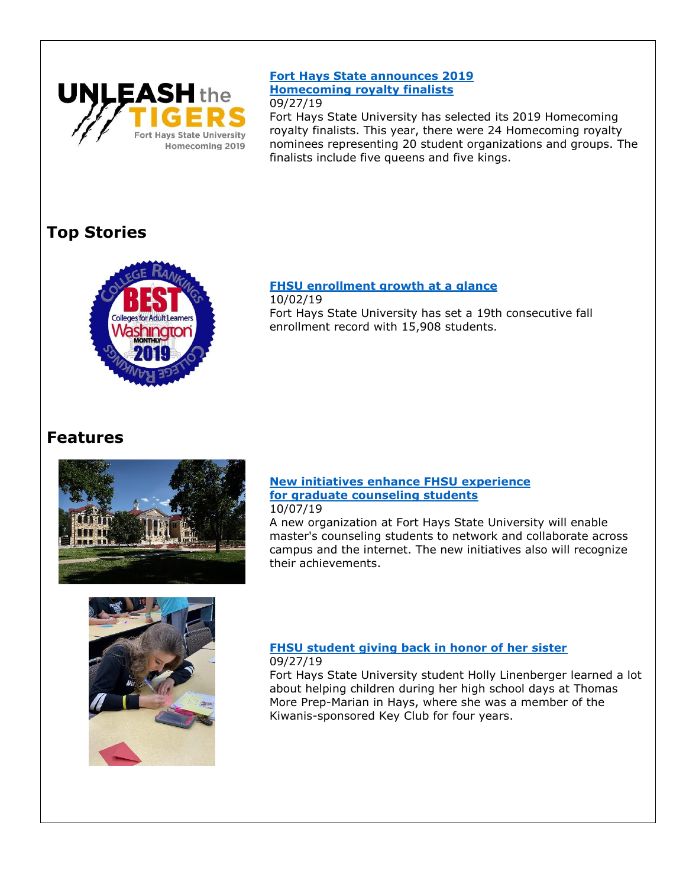**Fort Hays State announces 2019 Homecoming royalty finalists**
09/27/19
Fort Hays State University has selected its 2019 Homecoming royalty finalists. This year, there were 24 Homecoming royalty nominees representing 20 student organizations and groups. The finalists include five queens and five kings.

## Top Stories

**FHSU enrollment growth at a glance**
10/02/19
Fort Hays State University has set a 19th consecutive fall enrollment record with 15,908 students.

## Features

**New initiatives enhance FHSU experience for graduate counseling students**
10/07/19
A new organization at Fort Hays State University will enable master's counseling students to network and collaborate across campus and the internet. The new initiatives also will recognize their achievements.

**FHSU student giving back in honor of her sister**
09/27/19
Fort Hays State University student Holly Linenberger learned a lot about helping children during her high school days at Thomas More Prep-Marian in Hays, where she was a member of the Kiwanis-sponsored Key Club for four years.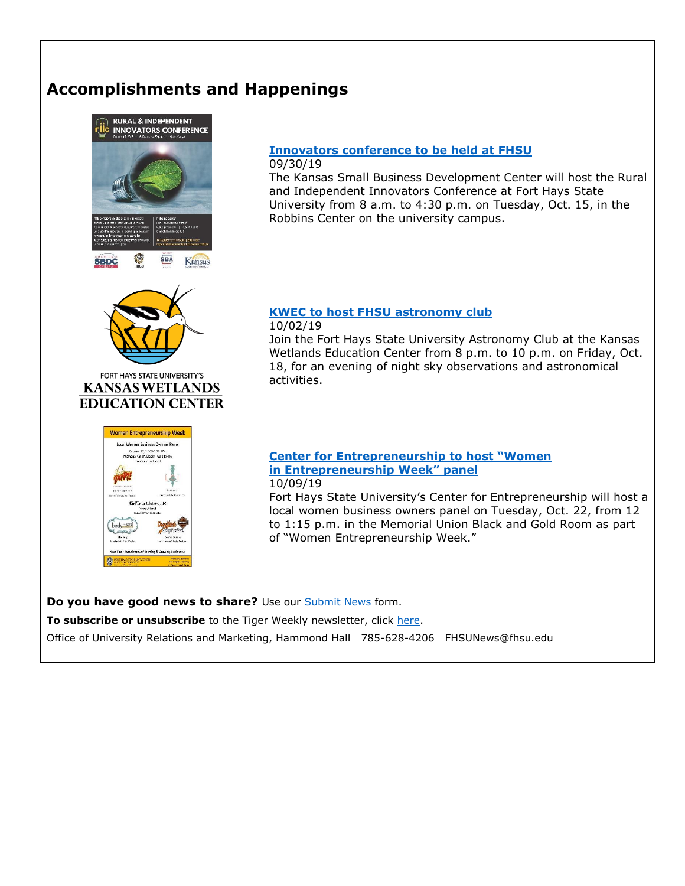## Accomplishments and Happenings

**[Innovators conference to be held at FHSU](#)**
09/30/19
The Kansas Small Business Development Center will host the Rural and Independent Innovators Conference at Fort Hays State University from 8 a.m. to 4:30 p.m. on Tuesday, Oct. 15, in the Robbins Center on the university campus.

**[KWEC to host FHSU astronomy club](#)**
10/02/19
Join the Fort Hays State University Astronomy Club at the Kansas Wetlands Education Center from 8 p.m. to 10 p.m. on Friday, Oct. 18, for an evening of night sky observations and astronomical activities.

**[Center for Entrepreneurship to host "Women in Entrepreneurship Week" panel](#)**
10/09/19
Fort Hays State University's Center for Entrepreneurship will host a local women business owners panel on Tuesday, Oct. 22, from 12 to 1:15 p.m. in the Memorial Union Black and Gold Room as part of "Women Entrepreneurship Week."

**Do you have good news to share?** Use our Submit News form.

**To subscribe or unsubscribe** to the Tiger Weekly newsletter, click here.

Office of University Relations and Marketing, Hammond Hall 785-628-4206 FHSUNews@fhsu.edu